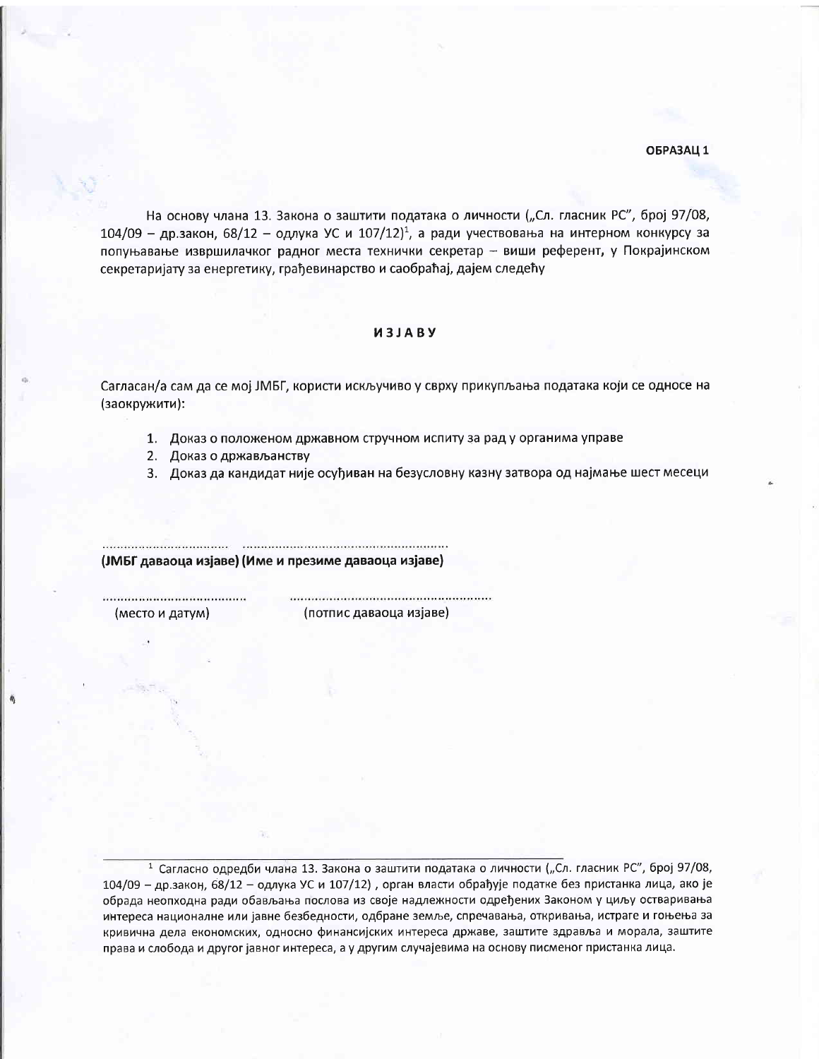**ОБРАЗАЦ 1**

На основу члана 13. Закона о заштити података о личности („Сл. гласник РС", број 97/08, 104/09 – др.закон, 68/12 – одлука УС и 107/12)[1], а ради учествовања на интерном конкурсу за попуњавање извршилачког радног места технички секретар – виши референт, у Покрајинском секретаријату за енергетику, грађевинарство и саобраћај, дајем следећу

**И З Ј А В У**

Сагласан/а сам да се мој ЈМБГ, користи искључиво у сврху прикупљања података који се односе на (заокружити):

1. Доказ о положеном државном стручном испиту за рад у органима управе
2. Доказ о држављанству
3. Доказ да кандидат није осуђиван на безусловну казну затвора од најмање шест месеци

.................................. ........................................................

**(ЈМБГ даваоца изјаве) (Име и презиме даваоца изјаве)**

...................................... ........................................................

(место и датум) (потпис даваоца изјаве)

---

[1] Сагласно одредби члана 13. Закона о заштити података о личности („Сл. гласник РС", број 97/08, 104/09 – др.закон, 68/12 – одлука УС и 107/12) , орган власти обрађује податке без пристанка лица, ако је обрада неопходна ради обављања послова из своје надлежности одређених Законом у циљу остваривања интереса националне или јавне безбедности, одбране земље, спречавања, откривања, истраге и гоњења за кривична дела економских, односно финансијских интереса државе, заштите здравља и морала, заштите права и слобода и другог јавног интереса, а у другим случајевима на основу писменог пристанка лица.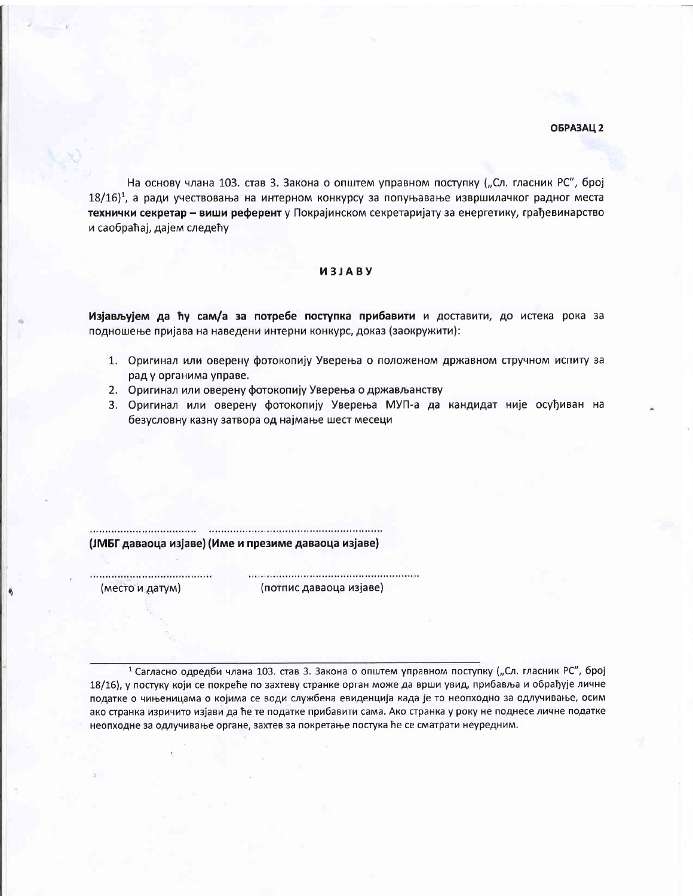**ОБРАЗАЦ 2**

На основу члана 103. став 3. Закона о општем управном поступку („Сл. гласник РС", број 18/16)[1], а ради учествовања на интерном конкурсу за попуњавање извршилачког радног места **технички секретар – виши референт** у Покрајинском секретаријату за енергетику, грађевинарство и саобраћај, дајем следећу

## ИЗЈАВУ

**Изјављујем да ћу сам/а за потребе поступка прибавити** и доставити, до истека рока за подношење пријава на наведени интерни конкурс, доказ (заокружити):

1. Оригинал или оверену фотокопију Уверења о положеном државном стручном испиту за рад у органима управе.
2. Оригинал или оверену фотокопију Уверења о држављанству
3. Оригинал или оверену фотокопију Уверења МУП-а да кандидат није осуђиван на безусловну казну затвора од најмање шест месеци

.................................. ..........................................................
**(ЈМБГ даваоца изјаве) (Име и презиме даваоца изјаве)**

.......................................... ..........................................................
(место и датум) (потпис даваоца изјаве)

[1] Сагласно одредби члана 103. став 3. Закона о општем управном поступку („Сл. гласник РС", број 18/16), у постуку који се покреће по захтеву странке орган може да врши увид, прибавља и обрађује личне податке о чињеницама о којима се води службена евиденција када је то неопходно за одлучивање, осим ако странка изричито изјави да ће те податке прибавити сама. Ако странка у року не поднесе личне податке неопходне за одлучивање органе, захтев за покретање постука ће се сматрати неуредним.